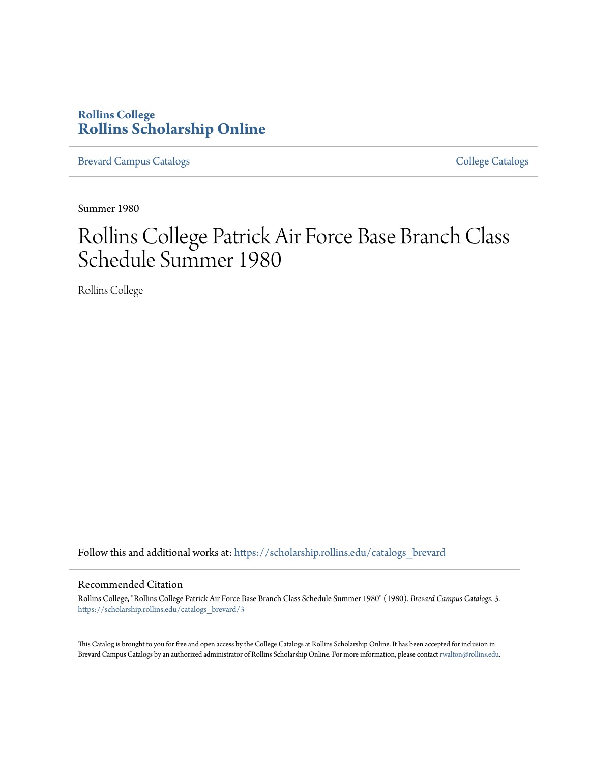**Rollins College**
**Rollins Scholarship Online**

Brevard Campus Catalogs | College Catalogs

Summer 1980

# Rollins College Patrick Air Force Base Branch Class Schedule Summer 1980

Rollins College

Follow this and additional works at: https://scholarship.rollins.edu/catalogs_brevard

## Recommended Citation

Rollins College, "Rollins College Patrick Air Force Base Branch Class Schedule Summer 1980" (1980). *Brevard Campus Catalogs*. 3.
https://scholarship.rollins.edu/catalogs_brevard/3

This Catalog is brought to you for free and open access by the College Catalogs at Rollins Scholarship Online. It has been accepted for inclusion in Brevard Campus Catalogs by an authorized administrator of Rollins Scholarship Online. For more information, please contact rwalton@rollins.edu.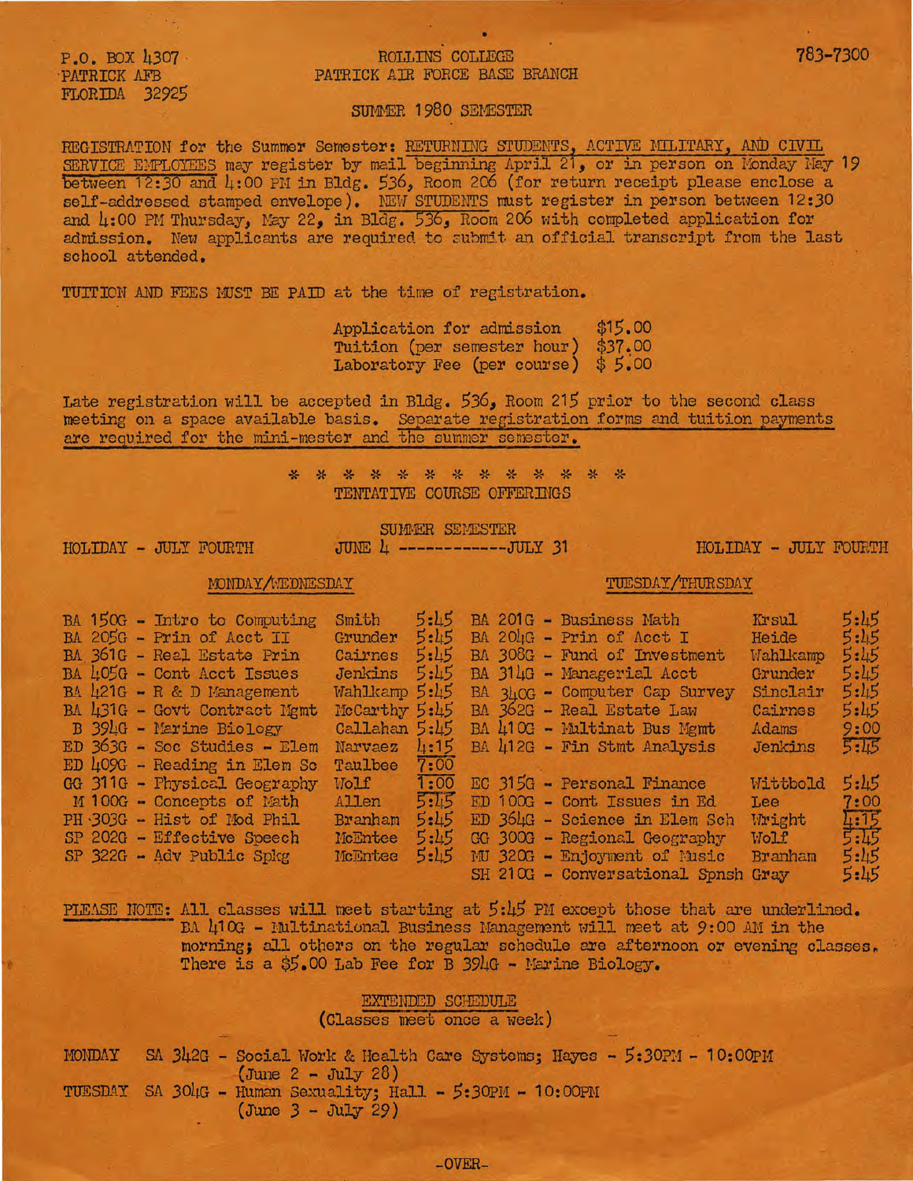P.O. BOX 4307
PATRICK AFB
FLORIDA 32925

ROLLINS COLLEGE
PATRICK AIR FORCE BASE BRANCH

783-7300

SUMMER 1980 SEMESTER

REGISTRATION for the Summer Semester: RETURNING STUDENTS, ACTIVE MILITARY, AND CIVIL SERVICE EMPLOYEES may register by mail beginning April 21, or in person on Monday May 19 between 12:30 and 4:00 PM in Bldg. 536, Room 206 (for return receipt please enclose a self-addressed stamped envelope). NEW STUDENTS must register in person between 12:30 and 4:00 PM Thursday, May 22, in Bldg. 536, Room 206 with completed application for admission. New applicants are required to submit an official transcript from the last school attended.

TUITION AND FEES MUST BE PAID at the time of registration.

| | |
|---|---|
| Application for admission | $15.00 |
| Tuition (per semester hour) | $37.00 |
| Laboratory Fee (per course) | $ 5.00 |

Late registration will be accepted in Bldg. 536, Room 215 prior to the second class meeting on a space available basis. Separate registration forms and tuition payments are required for the mini-mester and the summer semester.

\* \* \* \* \* \* \* \* \* \* \* \* \*

TENTATIVE COURSE OFFERINGS

SUMMER SEMESTER

HOLIDAY - JULY FOURTH    JUNE 4 ------------JULY 31    HOLIDAY - JULY FOURTH

**MONDAY/WEDNESDAY**

| Course | Instructor | Time |
|---|---|---|
| BA 150G - Intro to Computing | Smith | 5:45 |
| BA 205G - Prin of Acct II | Grunder | 5:45 |
| BA 361G - Real Estate Prin | Cairnes | 5:45 |
| BA 405G - Cont Acct Issues | Jenkins | 5:45 |
| BA 421G - R & D Management | Wahlkamp | 5:45 |
| BA 431G - Govt Contract Mgmt | McCarthy | 5:45 |
| B 394G - Marine Biology | Callahan | 5:45 |
| ED 363G - Soc Studies - Elem | Narvaez | 4:15 |
| ED 409G - Reading in Elem Sc | Taulbee | 7:00 |
| GG 311G - Physical Geography | Wolf | 1:00 |
| M 100G - Concepts of Math | Allen | 5:45 |
| PH 303G - Hist of Mod Phil | Branham | 5:45 |
| SP 202G - Effective Speech | McEntee | 5:45 |
| SP 322G - Adv Public Spkg | McEntee | 5:45 |

**TUESDAY/THURSDAY**

| Course | Instructor | Time |
|---|---|---|
| BA 201G - Business Math | Krsul | 5:45 |
| BA 204G - Prin of Acct I | Heide | 5:45 |
| BA 308G - Fund of Investment | Wahlkamp | 5:45 |
| BA 314G - Managerial Acct | Grunder | 5:45 |
| BA 340G - Computer Cap Survey | Sinclair | 5:45 |
| BA 362G - Real Estate Law | Cairnes | 5:45 |
| BA 410G - Multinat Bus Mgmt | Adams | 9:00 |
| BA 412G - Fin Stmt Analysis | Jenkins | 5:45 |
| EC 315G - Personal Finance | Wittbold | 5:45 |
| ED 100G - Cont Issues in Ed | Lee | 7:00 |
| ED 364G - Science in Elem Sch | Wright | 4:15 |
| GG 300G - Regional Geography | Wolf | 5:45 |
| MU 320G - Enjoyment of Music | Branham | 5:45 |
| SH 210G - Conversational Spnsh | Gray | 5:45 |

PLEASE NOTE: All classes will meet starting at 5:45 PM except those that are underlined. BA 410G - Multinational Business Management will meet at 9:00 AM in the morning; all others on the regular schedule are afternoon or evening classes. There is a $5.00 Lab Fee for B 394G - Marine Biology.

EXTENDED SCHEDULE
(Classes meet once a week)

MONDAY SA 342G - Social Work & Health Care Systems; Hayes - 5:30PM - 10:00PM (June 2 - July 28)

TUESDAY SA 304G - Human Sexuality; Hall - 5:30PM - 10:00PM (June 3 - July 29)

-OVER-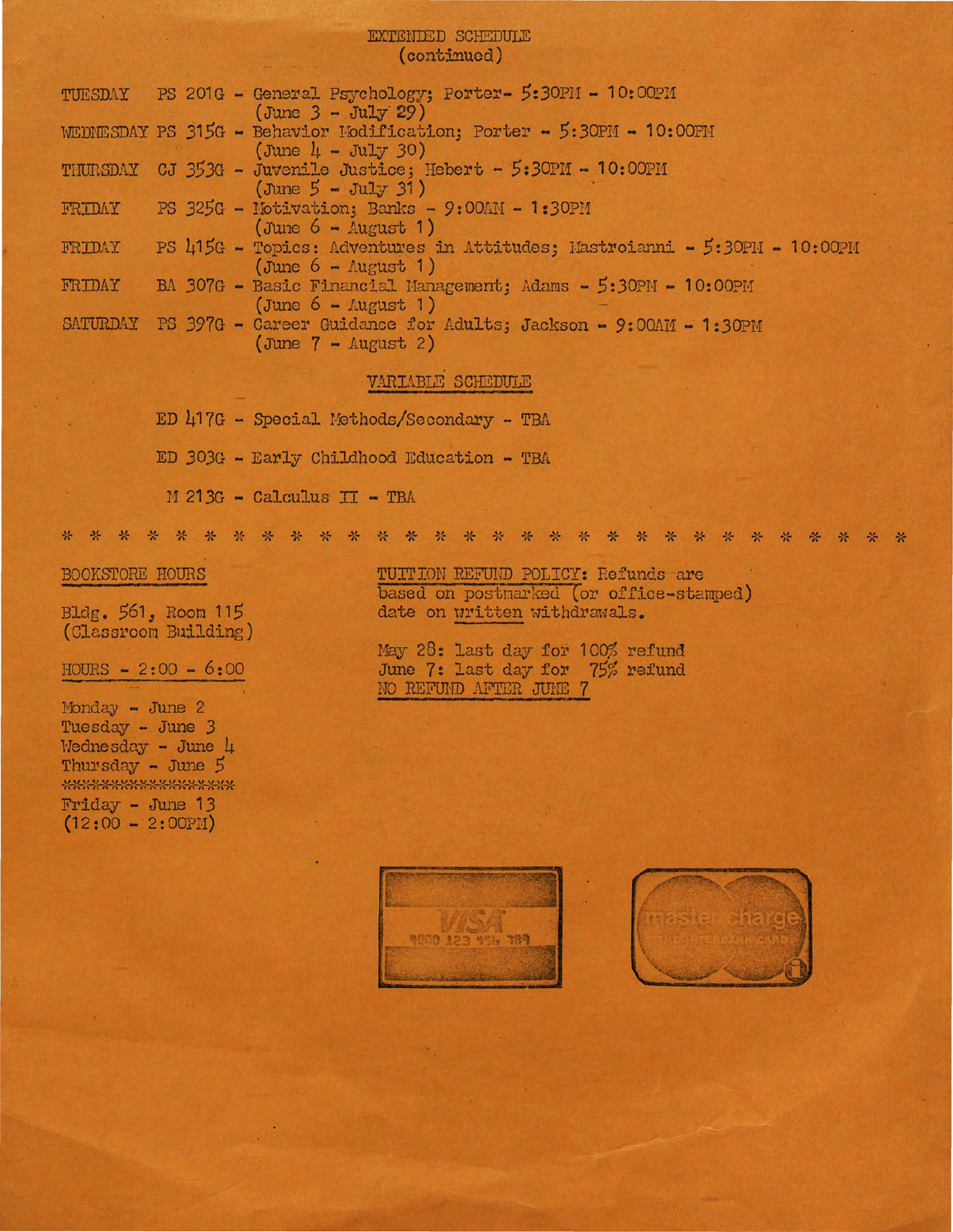# EXTENDED SCHEDULE
(continued)

TUESDAY PS 201G - General Psychology; Porter - 5:30PM - 10:00PM (June 3 - July 29)

WEDNESDAY PS 315G - Behavior Modification; Porter - 5:30PM - 10:00PM (June 4 - July 30)

THURSDAY CJ 353G - Juvenile Justice; Hebert - 5:30PM - 10:00PM (June 5 - July 31)

FRIDAY PS 325G - Motivation; Banks - 9:00AM - 1:30PM (June 6 - August 1)

FRIDAY PS 415G - Topics: Adventures in Attitudes; Mastroianni - 5:30PM - 10:00PM (June 6 - August 1)

FRIDAY BA 307G - Basic Financial Management; Adams - 5:30PM - 10:00PM (June 6 - August 1)

SATURDAY PS 397G - Career Guidance for Adults; Jackson - 9:00AM - 1:30PM (June 7 - August 2)

## VARIABLE SCHEDULE

ED 417G - Special Methods/Secondary - TBA

ED 303G - Early Childhood Education - TBA

M 213G - Calculus II - TBA

* * * * * * * * * * * * * * * * * * * * * * * * * * * * * * * * *

## BOOKSTORE HOURS

Bldg. 561, Room 115
(Classroom Building)

HOURS - 2:00 - 6:00

Monday - June 2
Tuesday - June 3
Wednesday - June 4
Thursday - June 5
*****************
Friday - June 13
(12:00 - 2:00PM)

**TUITION REFUND POLICY:** Refunds are based on postmarked (or office-stamped) date on written withdrawals.

May 28: last day for 100% refund
June 7: last day for 75% refund
NO REFUND AFTER JUNE 7

VISA
master charge
THE INTERBANK CARD